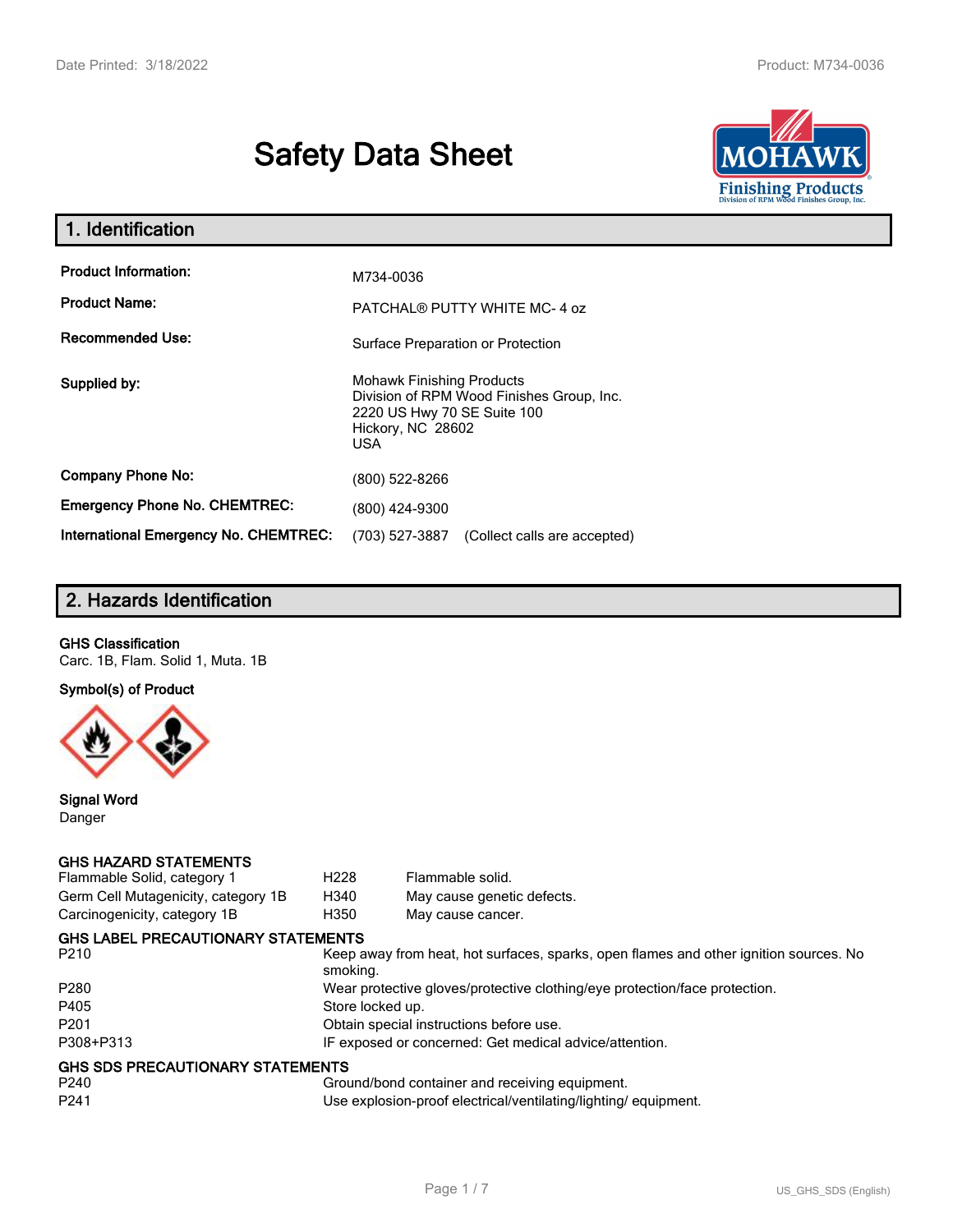# Safety Data Sheet

## 1. Identification

| | |
|---|---|
| **Product Information:** | M734-0036 |
| **Product Name:** | PATCHAL® PUTTY WHITE MC- 4 oz |
| **Recommended Use:** | Surface Preparation or Protection |
| **Supplied by:** | Mohawk Finishing Products<br>Division of RPM Wood Finishes Group, Inc.<br>2220 US Hwy 70 SE Suite 100<br>Hickory, NC 28602<br>USA |
| **Company Phone No:** | (800) 522-8266 |
| **Emergency Phone No. CHEMTREC:** | (800) 424-9300 |
| **International Emergency No. CHEMTREC:** | (703) 527-3887 (Collect calls are accepted) |

## 2. Hazards Identification

**GHS Classification**

Carc. 1B, Flam. Solid 1, Muta. 1B

**Symbol(s) of Product**

**Signal Word**

Danger

**GHS HAZARD STATEMENTS**

| | | |
|---|---|---|
| Flammable Solid, category 1 | H228 | Flammable solid. |
| Germ Cell Mutagenicity, category 1B | H340 | May cause genetic defects. |
| Carcinogenicity, category 1B | H350 | May cause cancer. |

**GHS LABEL PRECAUTIONARY STATEMENTS**

| | |
|---|---|
| P210 | Keep away from heat, hot surfaces, sparks, open flames and other ignition sources. No smoking. |
| P280 | Wear protective gloves/protective clothing/eye protection/face protection. |
| P405 | Store locked up. |
| P201 | Obtain special instructions before use. |
| P308+P313 | IF exposed or concerned: Get medical advice/attention. |

**GHS SDS PRECAUTIONARY STATEMENTS**

| | |
|---|---|
| P240 | Ground/bond container and receiving equipment. |
| P241 | Use explosion-proof electrical/ventilating/lighting/ equipment. |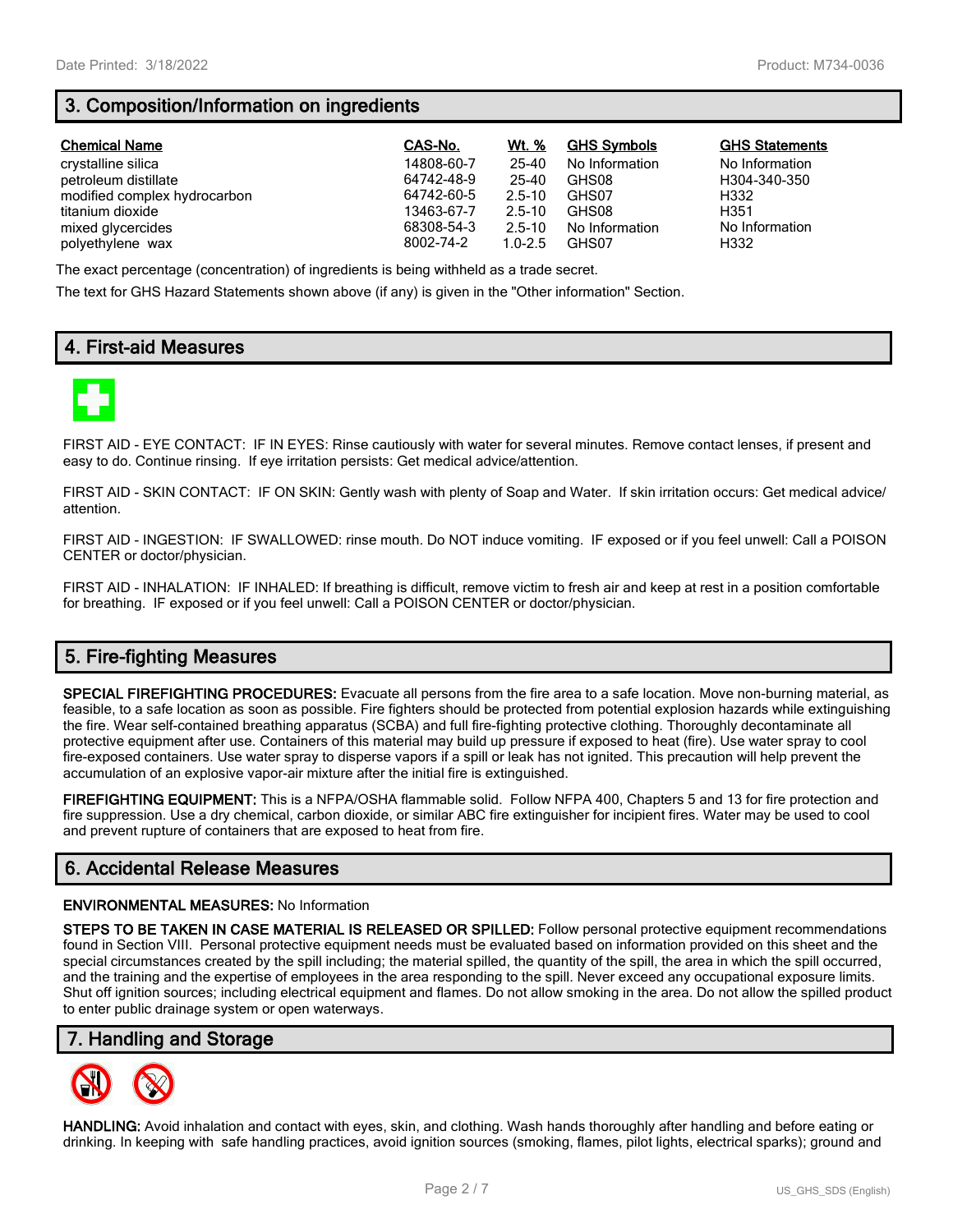## 3. Composition/Information on ingredients

| Chemical Name | CAS-No. | Wt. % | GHS Symbols | GHS Statements |
|---|---|---|---|---|
| crystalline silica | 14808-60-7 | 25-40 | No Information | No Information |
| petroleum distillate | 64742-48-9 | 25-40 | GHS08 | H304-340-350 |
| modified complex hydrocarbon | 64742-60-5 | 2.5-10 | GHS07 | H332 |
| titanium dioxide | 13463-67-7 | 2.5-10 | GHS08 | H351 |
| mixed glycercides | 68308-54-3 | 2.5-10 | No Information | No Information |
| polyethylene wax | 8002-74-2 | 1.0-2.5 | GHS07 | H332 |

The exact percentage (concentration) of ingredients is being withheld as a trade secret.

The text for GHS Hazard Statements shown above (if any) is given in the "Other information" Section.

## 4. First-aid Measures

FIRST AID - EYE CONTACT: IF IN EYES: Rinse cautiously with water for several minutes. Remove contact lenses, if present and easy to do. Continue rinsing. If eye irritation persists: Get medical advice/attention.

FIRST AID - SKIN CONTACT: IF ON SKIN: Gently wash with plenty of Soap and Water. If skin irritation occurs: Get medical advice/ attention.

FIRST AID - INGESTION: IF SWALLOWED: rinse mouth. Do NOT induce vomiting. IF exposed or if you feel unwell: Call a POISON CENTER or doctor/physician.

FIRST AID - INHALATION: IF INHALED: If breathing is difficult, remove victim to fresh air and keep at rest in a position comfortable for breathing. IF exposed or if you feel unwell: Call a POISON CENTER or doctor/physician.

## 5. Fire-fighting Measures

**SPECIAL FIREFIGHTING PROCEDURES:** Evacuate all persons from the fire area to a safe location. Move non-burning material, as feasible, to a safe location as soon as possible. Fire fighters should be protected from potential explosion hazards while extinguishing the fire. Wear self-contained breathing apparatus (SCBA) and full fire-fighting protective clothing. Thoroughly decontaminate all protective equipment after use. Containers of this material may build up pressure if exposed to heat (fire). Use water spray to cool fire-exposed containers. Use water spray to disperse vapors if a spill or leak has not ignited. This precaution will help prevent the accumulation of an explosive vapor-air mixture after the initial fire is extinguished.

**FIREFIGHTING EQUIPMENT:** This is a NFPA/OSHA flammable solid. Follow NFPA 400, Chapters 5 and 13 for fire protection and fire suppression. Use a dry chemical, carbon dioxide, or similar ABC fire extinguisher for incipient fires. Water may be used to cool and prevent rupture of containers that are exposed to heat from fire.

## 6. Accidental Release Measures

**ENVIRONMENTAL MEASURES:** No Information

**STEPS TO BE TAKEN IN CASE MATERIAL IS RELEASED OR SPILLED:** Follow personal protective equipment recommendations found in Section VIII. Personal protective equipment needs must be evaluated based on information provided on this sheet and the special circumstances created by the spill including; the material spilled, the quantity of the spill, the area in which the spill occurred, and the training and the expertise of employees in the area responding to the spill. Never exceed any occupational exposure limits. Shut off ignition sources; including electrical equipment and flames. Do not allow smoking in the area. Do not allow the spilled product to enter public drainage system or open waterways.

## 7. Handling and Storage

**HANDLING:** Avoid inhalation and contact with eyes, skin, and clothing. Wash hands thoroughly after handling and before eating or drinking. In keeping with safe handling practices, avoid ignition sources (smoking, flames, pilot lights, electrical sparks); ground and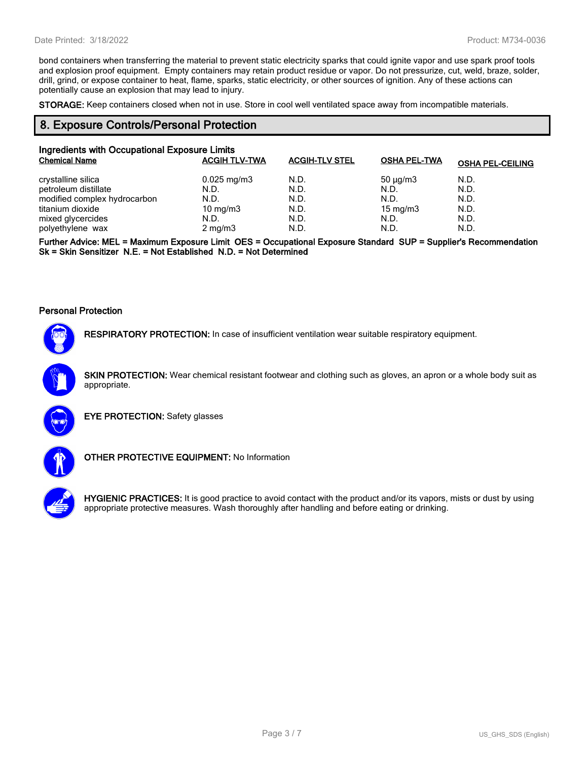bond containers when transferring the material to prevent static electricity sparks that could ignite vapor and use spark proof tools and explosion proof equipment. Empty containers may retain product residue or vapor. Do not pressurize, cut, weld, braze, solder, drill, grind, or expose container to heat, flame, sparks, static electricity, or other sources of ignition. Any of these actions can potentially cause an explosion that may lead to injury.

**STORAGE:** Keep containers closed when not in use. Store in cool well ventilated space away from incompatible materials.

## 8. Exposure Controls/Personal Protection

### Ingredients with Occupational Exposure Limits

| Chemical Name | ACGIH TLV-TWA | ACGIH-TLV STEL | OSHA PEL-TWA | OSHA PEL-CEILING |
|---|---|---|---|---|
| crystalline silica | 0.025 mg/m3 | N.D. | 50 µg/m3 | N.D. |
| petroleum distillate | N.D. | N.D. | N.D. | N.D. |
| modified complex hydrocarbon | N.D. | N.D. | N.D. | N.D. |
| titanium dioxide | 10 mg/m3 | N.D. | 15 mg/m3 | N.D. |
| mixed glycercides | N.D. | N.D. | N.D. | N.D. |
| polyethylene wax | 2 mg/m3 | N.D. | N.D. | N.D. |

**Further Advice: MEL = Maximum Exposure Limit OES = Occupational Exposure Standard SUP = Supplier's Recommendation Sk = Skin Sensitizer N.E. = Not Established N.D. = Not Determined**

### Personal Protection

**RESPIRATORY PROTECTION:** In case of insufficient ventilation wear suitable respiratory equipment.

**SKIN PROTECTION:** Wear chemical resistant footwear and clothing such as gloves, an apron or a whole body suit as appropriate.

**EYE PROTECTION:** Safety glasses

**OTHER PROTECTIVE EQUIPMENT:** No Information

**HYGIENIC PRACTICES:** It is good practice to avoid contact with the product and/or its vapors, mists or dust by using appropriate protective measures. Wash thoroughly after handling and before eating or drinking.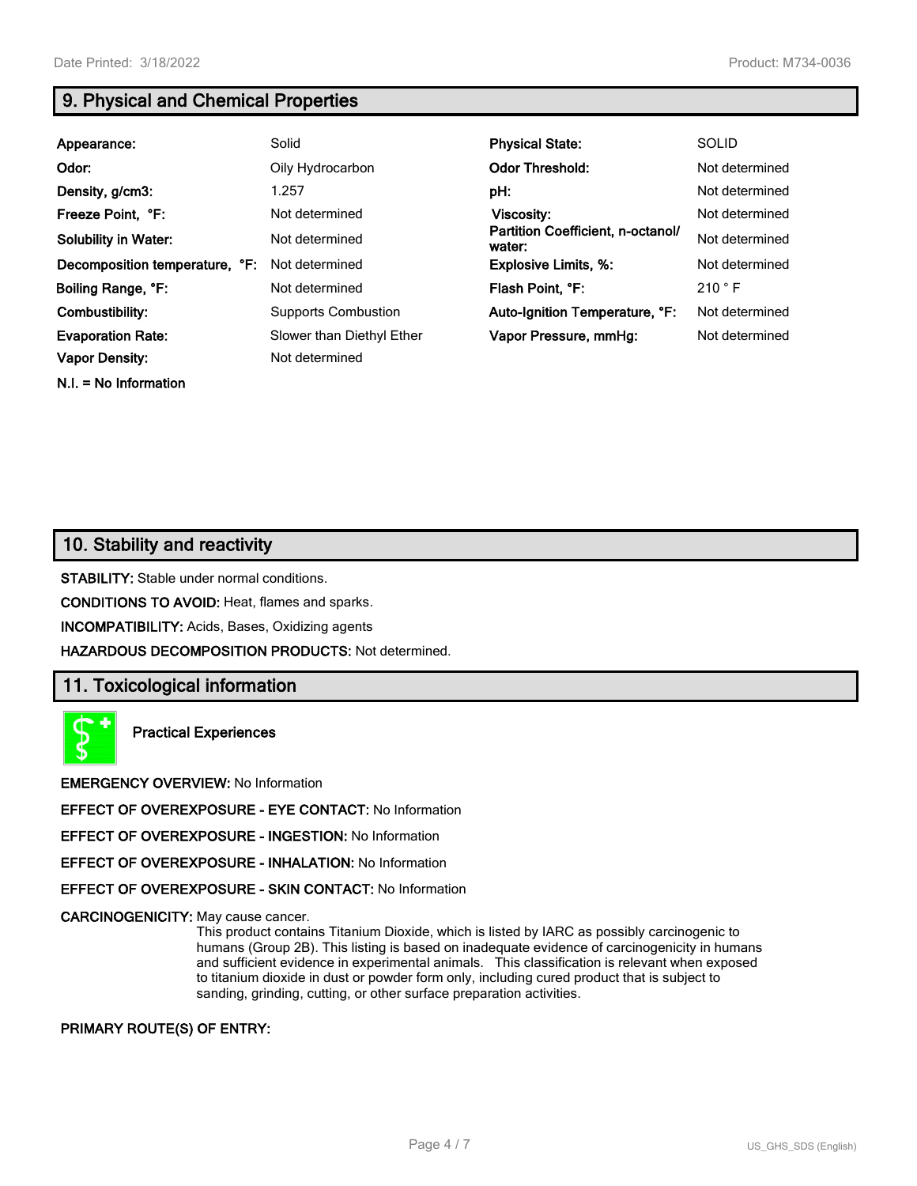## 9. Physical and Chemical Properties

| | | | |
|---|---|---|---|
| **Appearance:** | Solid | **Physical State:** | SOLID |
| **Odor:** | Oily Hydrocarbon | **Odor Threshold:** | Not determined |
| **Density, g/cm3:** | 1.257 | **pH:** | Not determined |
| **Freeze Point, °F:** | Not determined | **Viscosity:** | Not determined |
| **Solubility in Water:** | Not determined | **Partition Coefficient, n-octanol/ water:** | Not determined |
| **Decomposition temperature, °F:** | Not determined | **Explosive Limits, %:** | Not determined |
| **Boiling Range, °F:** | Not determined | **Flash Point, °F:** | 210 ° F |
| **Combustibility:** | Supports Combustion | **Auto-Ignition Temperature, °F:** | Not determined |
| **Evaporation Rate:** | Slower than Diethyl Ether | **Vapor Pressure, mmHg:** | Not determined |
| **Vapor Density:** | Not determined | | |

**N.I. = No Information**

## 10. Stability and reactivity

**STABILITY:** Stable under normal conditions.

**CONDITIONS TO AVOID:** Heat, flames and sparks.

**INCOMPATIBILITY:** Acids, Bases, Oxidizing agents

**HAZARDOUS DECOMPOSITION PRODUCTS:** Not determined.

## 11. Toxicological information

**Practical Experiences**

**EMERGENCY OVERVIEW:** No Information

**EFFECT OF OVEREXPOSURE - EYE CONTACT:** No Information

**EFFECT OF OVEREXPOSURE - INGESTION:** No Information

**EFFECT OF OVEREXPOSURE - INHALATION:** No Information

**EFFECT OF OVEREXPOSURE - SKIN CONTACT:** No Information

**CARCINOGENICITY:** May cause cancer.
This product contains Titanium Dioxide, which is listed by IARC as possibly carcinogenic to humans (Group 2B). This listing is based on inadequate evidence of carcinogenicity in humans and sufficient evidence in experimental animals. This classification is relevant when exposed to titanium dioxide in dust or powder form only, including cured product that is subject to sanding, grinding, cutting, or other surface preparation activities.

**PRIMARY ROUTE(S) OF ENTRY:**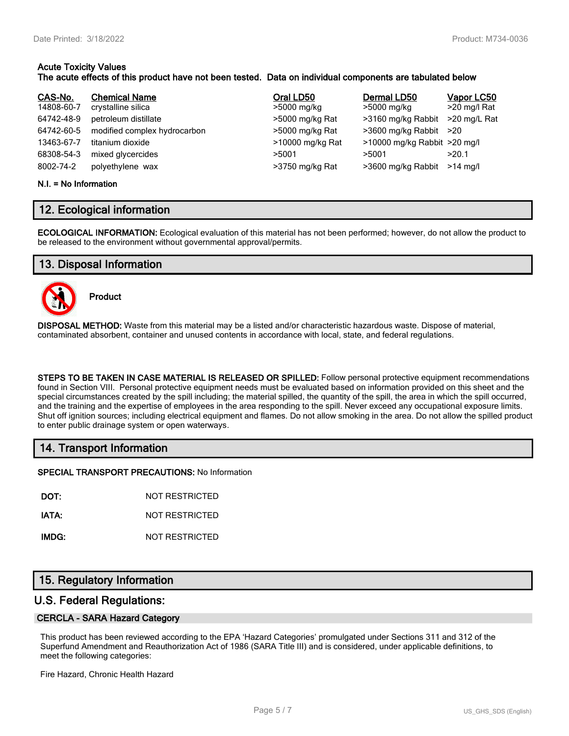**Acute Toxicity Values**
**The acute effects of this product have not been tested. Data on individual components are tabulated below**

| CAS-No. | Chemical Name | Oral LD50 | Dermal LD50 | Vapor LC50 |
|---|---|---|---|---|
| 14808-60-7 | crystalline silica | >5000 mg/kg | >5000 mg/kg | >20 mg/l Rat |
| 64742-48-9 | petroleum distillate | >5000 mg/kg Rat | >3160 mg/kg Rabbit | >20 mg/L Rat |
| 64742-60-5 | modified complex hydrocarbon | >5000 mg/kg Rat | >3600 mg/kg Rabbit | >20 |
| 13463-67-7 | titanium dioxide | >10000 mg/kg Rat | >10000 mg/kg Rabbit | >20 mg/l |
| 68308-54-3 | mixed glycercides | >5001 | >5001 | >20.1 |
| 8002-74-2 | polyethylene wax | >3750 mg/kg Rat | >3600 mg/kg Rabbit | >14 mg/l |

**N.I. = No Information**

## 12. Ecological information

**ECOLOGICAL INFORMATION:** Ecological evaluation of this material has not been performed; however, do not allow the product to be released to the environment without governmental approval/permits.

## 13. Disposal Information

**Product**

**DISPOSAL METHOD:** Waste from this material may be a listed and/or characteristic hazardous waste. Dispose of material, contaminated absorbent, container and unused contents in accordance with local, state, and federal regulations.

**STEPS TO BE TAKEN IN CASE MATERIAL IS RELEASED OR SPILLED:** Follow personal protective equipment recommendations found in Section VIII. Personal protective equipment needs must be evaluated based on information provided on this sheet and the special circumstances created by the spill including; the material spilled, the quantity of the spill, the area in which the spill occurred, and the training and the expertise of employees in the area responding to the spill. Never exceed any occupational exposure limits. Shut off ignition sources; including electrical equipment and flames. Do not allow smoking in the area. Do not allow the spilled product to enter public drainage system or open waterways.

## 14. Transport Information

**SPECIAL TRANSPORT PRECAUTIONS:** No Information

**DOT:** NOT RESTRICTED

**IATA:** NOT RESTRICTED

**IMDG:** NOT RESTRICTED

## 15. Regulatory Information

### U.S. Federal Regulations:

#### CERCLA - SARA Hazard Category

This product has been reviewed according to the EPA 'Hazard Categories' promulgated under Sections 311 and 312 of the Superfund Amendment and Reauthorization Act of 1986 (SARA Title III) and is considered, under applicable definitions, to meet the following categories:

Fire Hazard, Chronic Health Hazard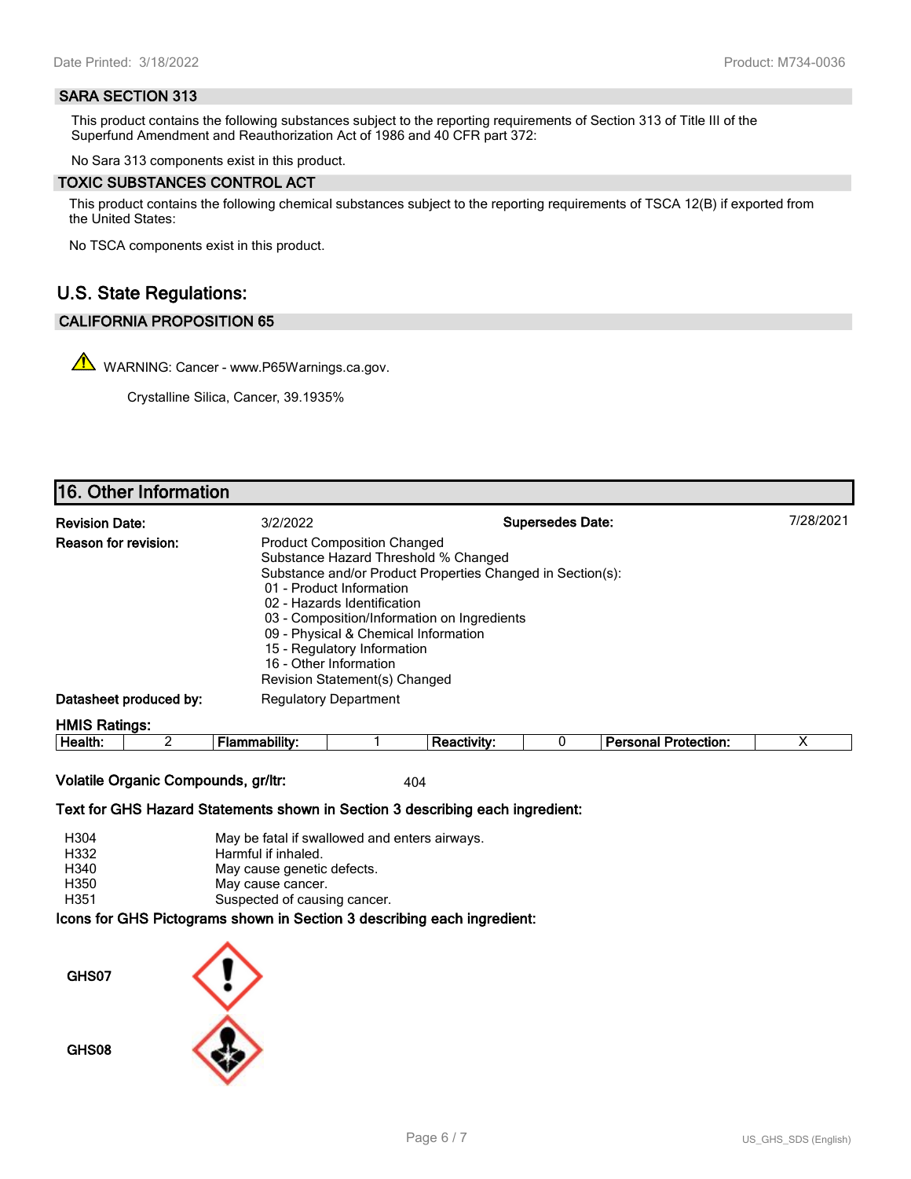### SARA SECTION 313

This product contains the following substances subject to the reporting requirements of Section 313 of Title III of the Superfund Amendment and Reauthorization Act of 1986 and 40 CFR part 372:

No Sara 313 components exist in this product.

### TOXIC SUBSTANCES CONTROL ACT

This product contains the following chemical substances subject to the reporting requirements of TSCA 12(B) if exported from the United States:

No TSCA components exist in this product.

## U.S. State Regulations:

### CALIFORNIA PROPOSITION 65

WARNING: Cancer - www.P65Warnings.ca.gov.

Crystalline Silica, Cancer, 39.1935%

## 16. Other Information

**Revision Date:** 3/2/2022 **Supersedes Date:** 7/28/2021

**Reason for revision:**
Product Composition Changed
Substance Hazard Threshold % Changed
Substance and/or Product Properties Changed in Section(s):
- 01 - Product Information
- 02 - Hazards Identification
- 03 - Composition/Information on Ingredients
- 09 - Physical & Chemical Information
- 15 - Regulatory Information
- 16 - Other Information

Revision Statement(s) Changed

**Datasheet produced by:** Regulatory Department

**HMIS Ratings:**

| Health: | 2 | Flammability: | 1 | Reactivity: | 0 | Personal Protection: | X |
|---|---|---|---|---|---|---|---|

**Volatile Organic Compounds, gr/ltr:** 404

**Text for GHS Hazard Statements shown in Section 3 describing each ingredient:**

| | |
|---|---|
| H304 | May be fatal if swallowed and enters airways. |
| H332 | Harmful if inhaled. |
| H340 | May cause genetic defects. |
| H350 | May cause cancer. |
| H351 | Suspected of causing cancer. |

**Icons for GHS Pictograms shown in Section 3 describing each ingredient:**

GHS07

GHS08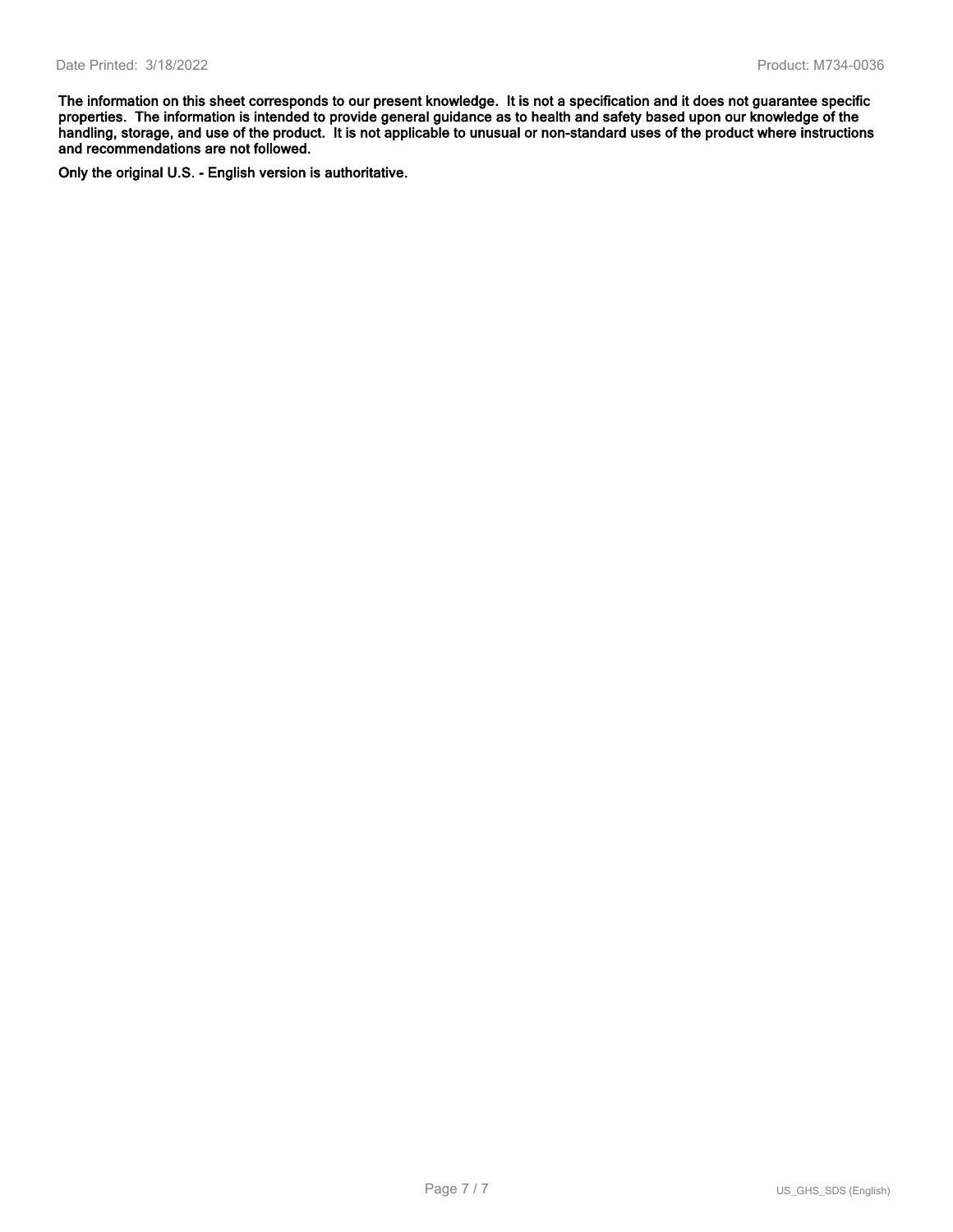**The information on this sheet corresponds to our present knowledge. It is not a specification and it does not guarantee specific properties. The information is intended to provide general guidance as to health and safety based upon our knowledge of the handling, storage, and use of the product. It is not applicable to unusual or non-standard uses of the product where instructions and recommendations are not followed.**

**Only the original U.S. - English version is authoritative.**